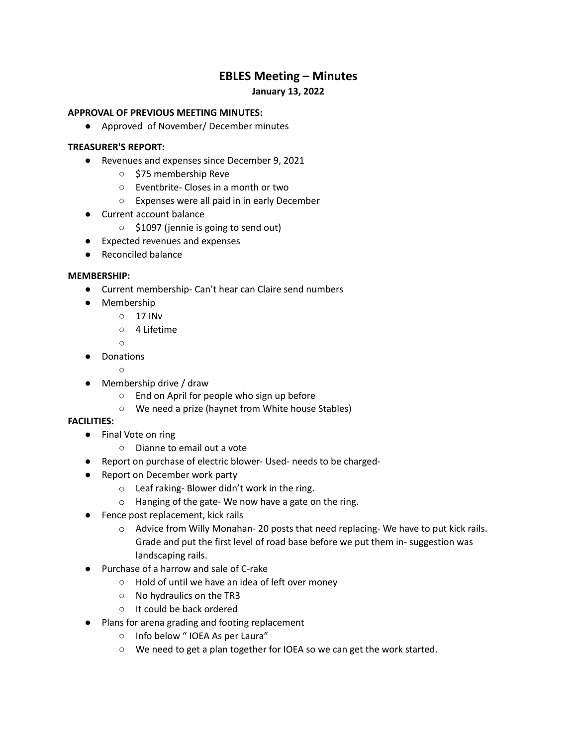# EBLES Meeting – Minutes

**January 13, 2022**

**APPROVAL OF PREVIOUS MEETING MINUTES:**

- Approved  of November/ December minutes

**TREASURER'S REPORT:**

- Revenues and expenses since December 9, 2021
  - $75 membership Reve
  - Eventbrite- Closes in a month or two
  - Expenses were all paid in in early December
- Current account balance
  - $1097 (jennie is going to send out)
- Expected revenues and expenses
- Reconciled balance

**MEMBERSHIP:**

- Current membership- Can't hear can Claire send numbers
- Membership
  - 17 INv
  - 4 Lifetime
  - 
- Donations
  - 
- Membership drive / draw
  - End on April for people who sign up before
  - We need a prize (haynet from White house Stables)

**FACILITIES:**

- Final Vote on ring
  - Dianne to email out a vote
- Report on purchase of electric blower- Used- needs to be charged-
- Report on December work party
  - Leaf raking- Blower didn't work in the ring.
  - Hanging of the gate- We now have a gate on the ring.
- Fence post replacement, kick rails
  - Advice from Willy Monahan- 20 posts that need replacing- We have to put kick rails. Grade and put the first level of road base before we put them in- suggestion was landscaping rails.
- Purchase of a harrow and sale of C-rake
  - Hold of until we have an idea of left over money
  - No hydraulics on the TR3
  - It could be back ordered
- Plans for arena grading and footing replacement
  - Info below " IOEA As per Laura"
  - We need to get a plan together for IOEA so we can get the work started.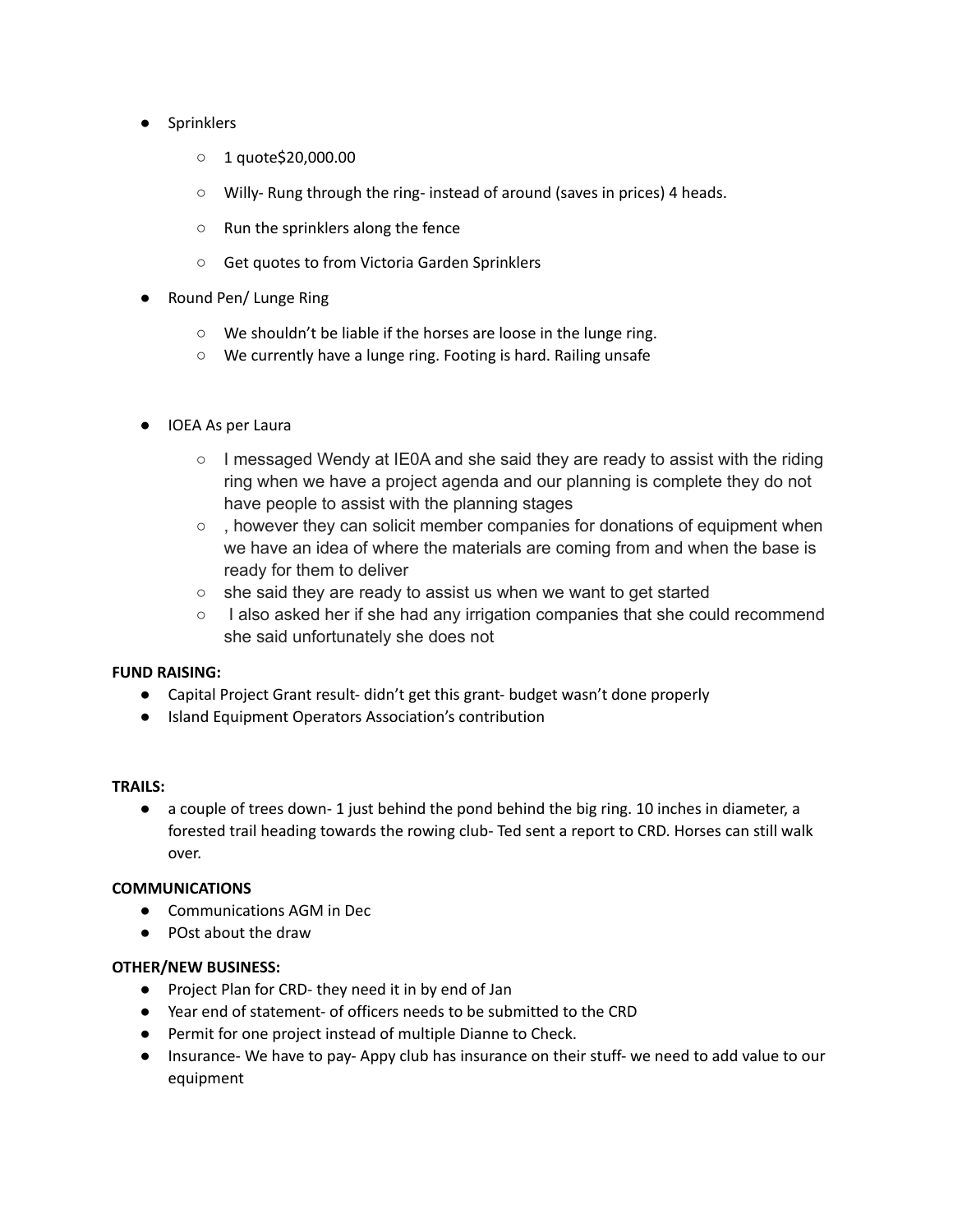- Sprinklers
    - 1 quote$20,000.00
    - Willy- Rung through the ring- instead of around (saves in prices) 4 heads.
    - Run the sprinklers along the fence
    - Get quotes to from Victoria Garden Sprinklers
- Round Pen/ Lunge Ring
    - We shouldn't be liable if the horses are loose in the lunge ring.
    - We currently have a lunge ring. Footing is hard. Railing unsafe
- IOEA As per Laura
    - I messaged Wendy at IE0A and she said they are ready to assist with the riding ring when we have a project agenda and our planning is complete they do not have people to assist with the planning stages
    - , however they can solicit member companies for donations of equipment when we have an idea of where the materials are coming from and when the base is ready for them to deliver
    - she said they are ready to assist us when we want to get started
    - I also asked her if she had any irrigation companies that she could recommend she said unfortunately she does not

**FUND RAISING:**

- Capital Project Grant result- didn't get this grant- budget wasn't done properly
- Island Equipment Operators Association's contribution

**TRAILS:**

- a couple of trees down- 1 just behind the pond behind the big ring. 10 inches in diameter, a forested trail heading towards the rowing club- Ted sent a report to CRD. Horses can still walk over.

**COMMUNICATIONS**

- Communications AGM in Dec
- POst about the draw

**OTHER/NEW BUSINESS:**

- Project Plan for CRD- they need it in by end of Jan
- Year end of statement- of officers needs to be submitted to the CRD
- Permit for one project instead of multiple Dianne to Check.
- Insurance- We have to pay- Appy club has insurance on their stuff- we need to add value to our equipment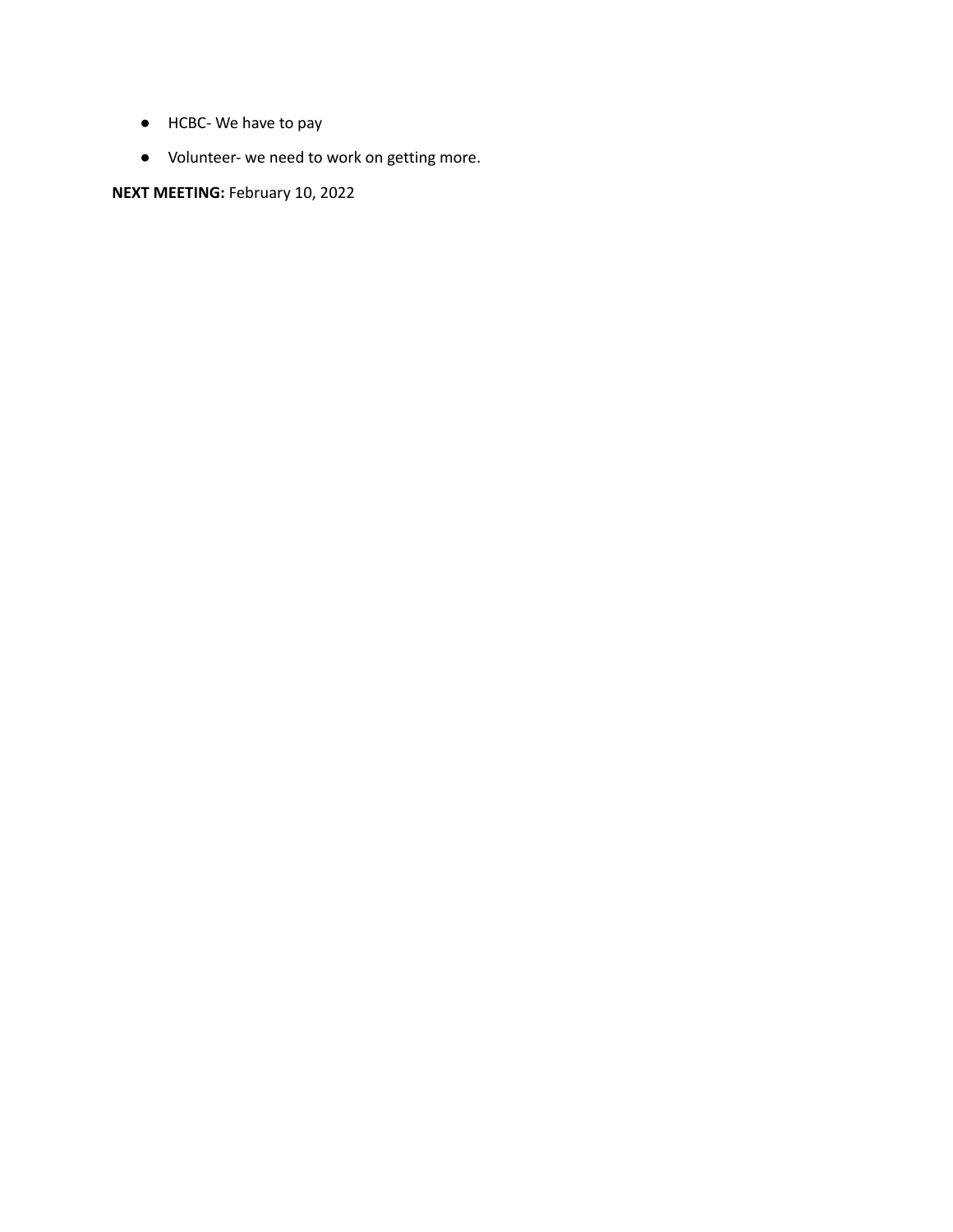- HCBC- We have to pay
- Volunteer- we need to work on getting more.

**NEXT MEETING:** February 10, 2022